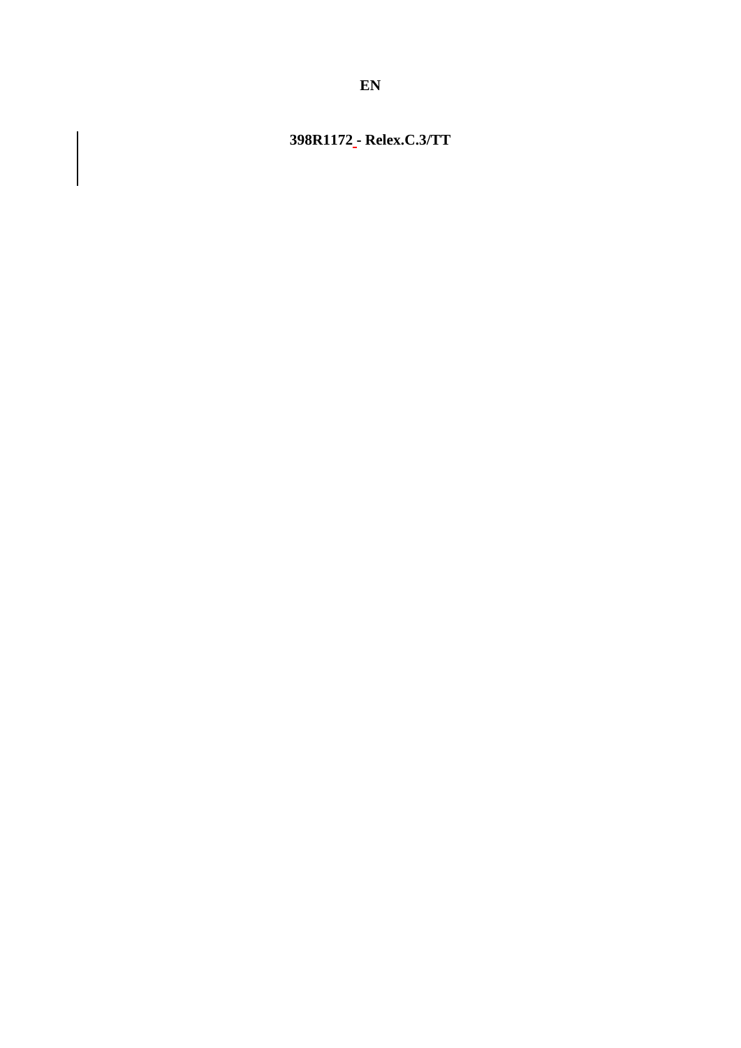**EN**

**398R1172 - Relex.C.3/TT**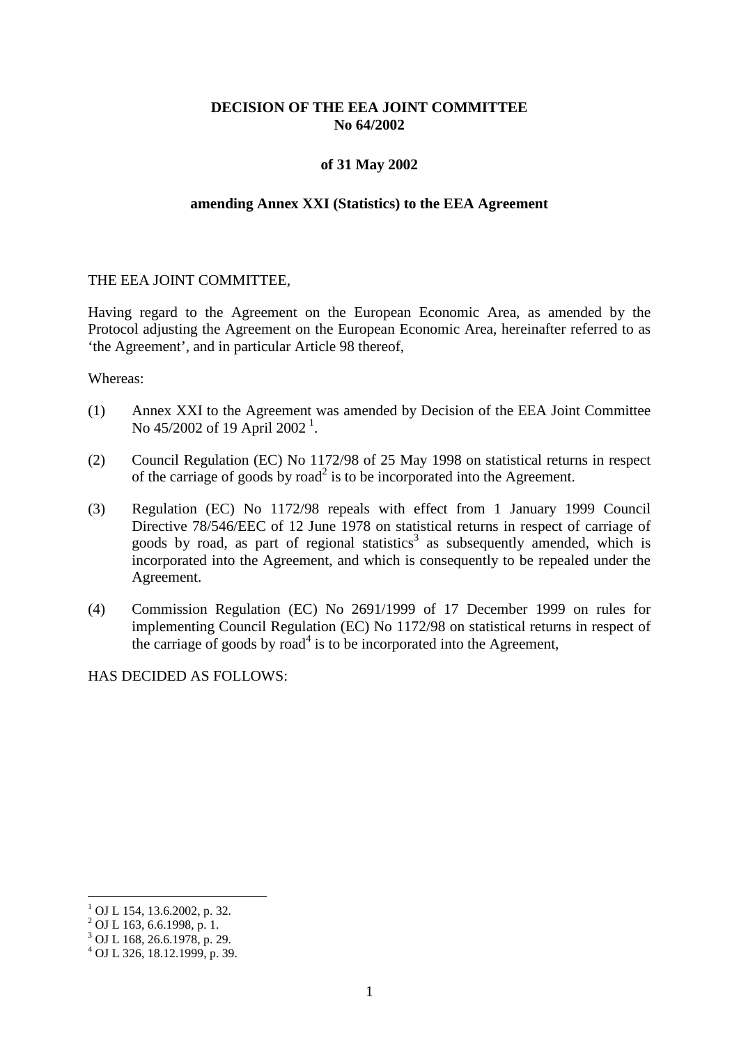**DECISION OF THE EEA JOINT COMMITTEE**
**No 64/2002**

**of 31 May 2002**

**amending Annex XXI (Statistics) to the EEA Agreement**

THE EEA JOINT COMMITTEE,

Having regard to the Agreement on the European Economic Area, as amended by the Protocol adjusting the Agreement on the European Economic Area, hereinafter referred to as 'the Agreement', and in particular Article 98 thereof,

Whereas:

(1) Annex XXI to the Agreement was amended by Decision of the EEA Joint Committee No 45/2002 of 19 April 2002 [1].

(2) Council Regulation (EC) No 1172/98 of 25 May 1998 on statistical returns in respect of the carriage of goods by road[2] is to be incorporated into the Agreement.

(3) Regulation (EC) No 1172/98 repeals with effect from 1 January 1999 Council Directive 78/546/EEC of 12 June 1978 on statistical returns in respect of carriage of goods by road, as part of regional statistics[3] as subsequently amended, which is incorporated into the Agreement, and which is consequently to be repealed under the Agreement.

(4) Commission Regulation (EC) No 2691/1999 of 17 December 1999 on rules for implementing Council Regulation (EC) No 1172/98 on statistical returns in respect of the carriage of goods by road[4] is to be incorporated into the Agreement,

HAS DECIDED AS FOLLOWS:

---

[1] OJ L 154, 13.6.2002, p. 32.
[2] OJ L 163, 6.6.1998, p. 1.
[3] OJ L 168, 26.6.1978, p. 29.
[4] OJ L 326, 18.12.1999, p. 39.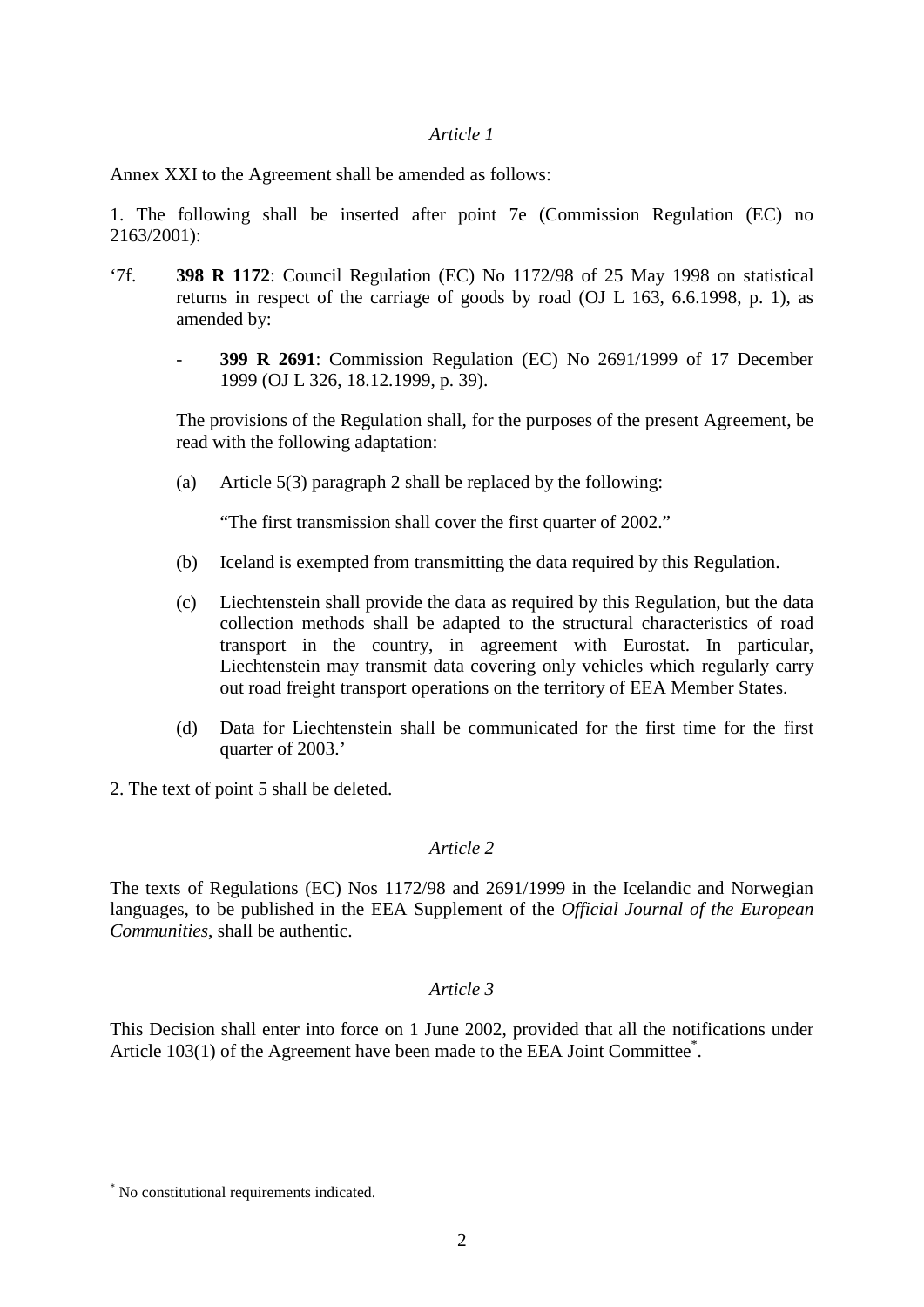*Article 1*

Annex XXI to the Agreement shall be amended as follows:

1. The following shall be inserted after point 7e (Commission Regulation (EC) no 2163/2001):

‘7f. **398 R 1172**: Council Regulation (EC) No 1172/98 of 25 May 1998 on statistical returns in respect of the carriage of goods by road (OJ L 163, 6.6.1998, p. 1), as amended by:

- **399 R 2691**: Commission Regulation (EC) No 2691/1999 of 17 December 1999 (OJ L 326, 18.12.1999, p. 39).

The provisions of the Regulation shall, for the purposes of the present Agreement, be read with the following adaptation:

(a) Article 5(3) paragraph 2 shall be replaced by the following:

“The first transmission shall cover the first quarter of 2002.”

(b) Iceland is exempted from transmitting the data required by this Regulation.

(c) Liechtenstein shall provide the data as required by this Regulation, but the data collection methods shall be adapted to the structural characteristics of road transport in the country, in agreement with Eurostat. In particular, Liechtenstein may transmit data covering only vehicles which regularly carry out road freight transport operations on the territory of EEA Member States.

(d) Data for Liechtenstein shall be communicated for the first time for the first quarter of 2003.’

2. The text of point 5 shall be deleted.

*Article 2*

The texts of Regulations (EC) Nos 1172/98 and 2691/1999 in the Icelandic and Norwegian languages, to be published in the EEA Supplement of the *Official Journal of the European Communities*, shall be authentic.

*Article 3*

This Decision shall enter into force on 1 June 2002, provided that all the notifications under Article 103(1) of the Agreement have been made to the EEA Joint Committee[*].

[*] No constitutional requirements indicated.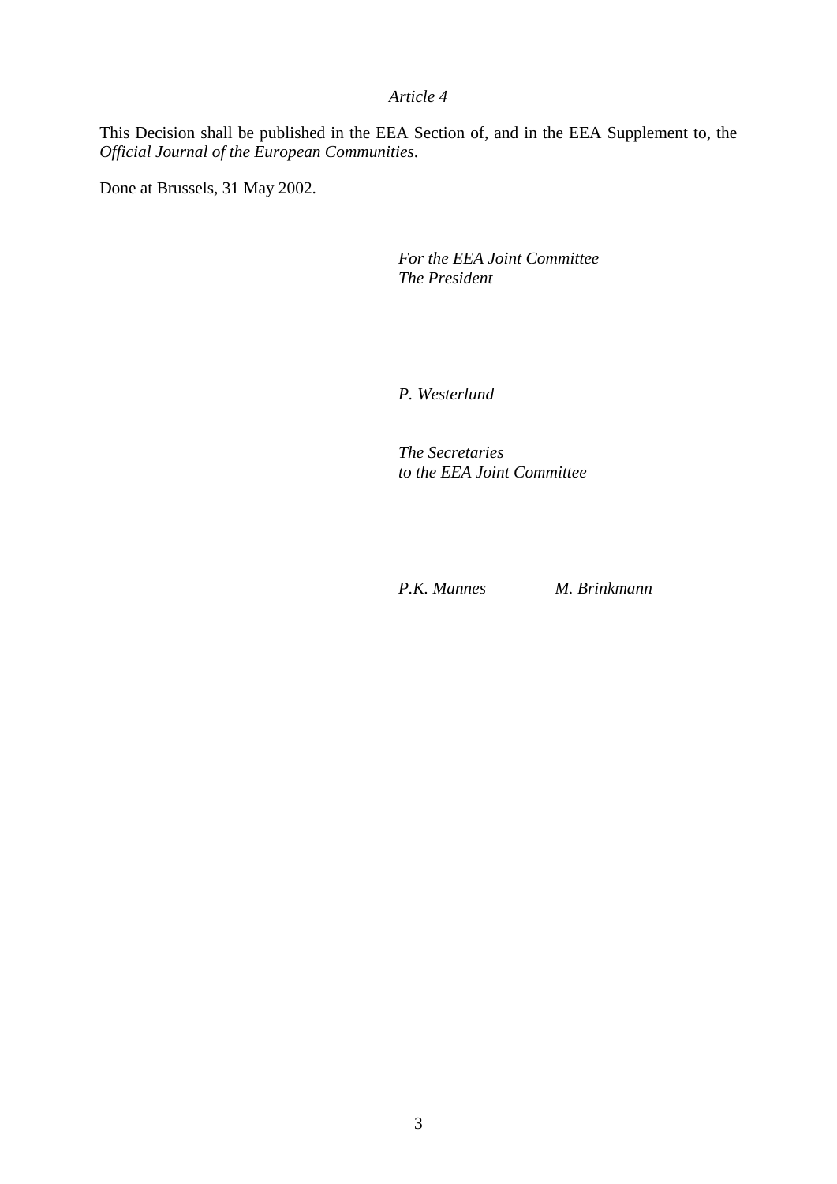*Article 4*

This Decision shall be published in the EEA Section of, and in the EEA Supplement to, the *Official Journal of the European Communities*.

Done at Brussels, 31 May 2002.

*For the EEA Joint Committee*
*The President*

*P. Westerlund*

*The Secretaries*
*to the EEA Joint Committee*

*P.K. Mannes* *M. Brinkmann*